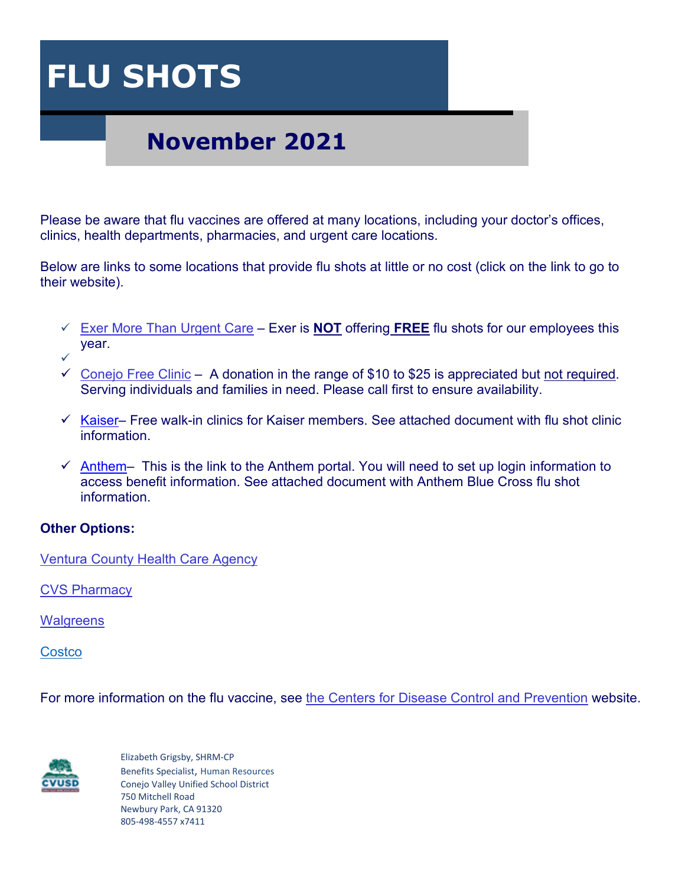# FLU SHOTS

## November 2021

Please be aware that flu vaccines are offered at many locations, including your doctor's offices, clinics, health departments, pharmacies, and urgent care locations.

Below are links to some locations that provide flu shots at little or no cost (click on the link to go to their website).

- ✓ Exer More Than Urgent Care – Exer is **NOT** offering **FREE** flu shots for our employees this year.
- ✓
- ✓ Conejo Free Clinic – A donation in the range of $10 to $25 is appreciated but not required. Serving individuals and families in need. Please call first to ensure availability.
- ✓ Kaiser– Free walk-in clinics for Kaiser members. See attached document with flu shot clinic information.
- ✓ Anthem– This is the link to the Anthem portal. You will need to set up login information to access benefit information. See attached document with Anthem Blue Cross flu shot information.

**Other Options:**

Ventura County Health Care Agency

CVS Pharmacy

Walgreens

Costco

For more information on the flu vaccine, see the Centers for Disease Control and Prevention website.

Elizabeth Grigsby, SHRM-CP
Benefits Specialist, Human Resources
Conejo Valley Unified School District
750 Mitchell Road
Newbury Park, CA 91320
805-498-4557 x7411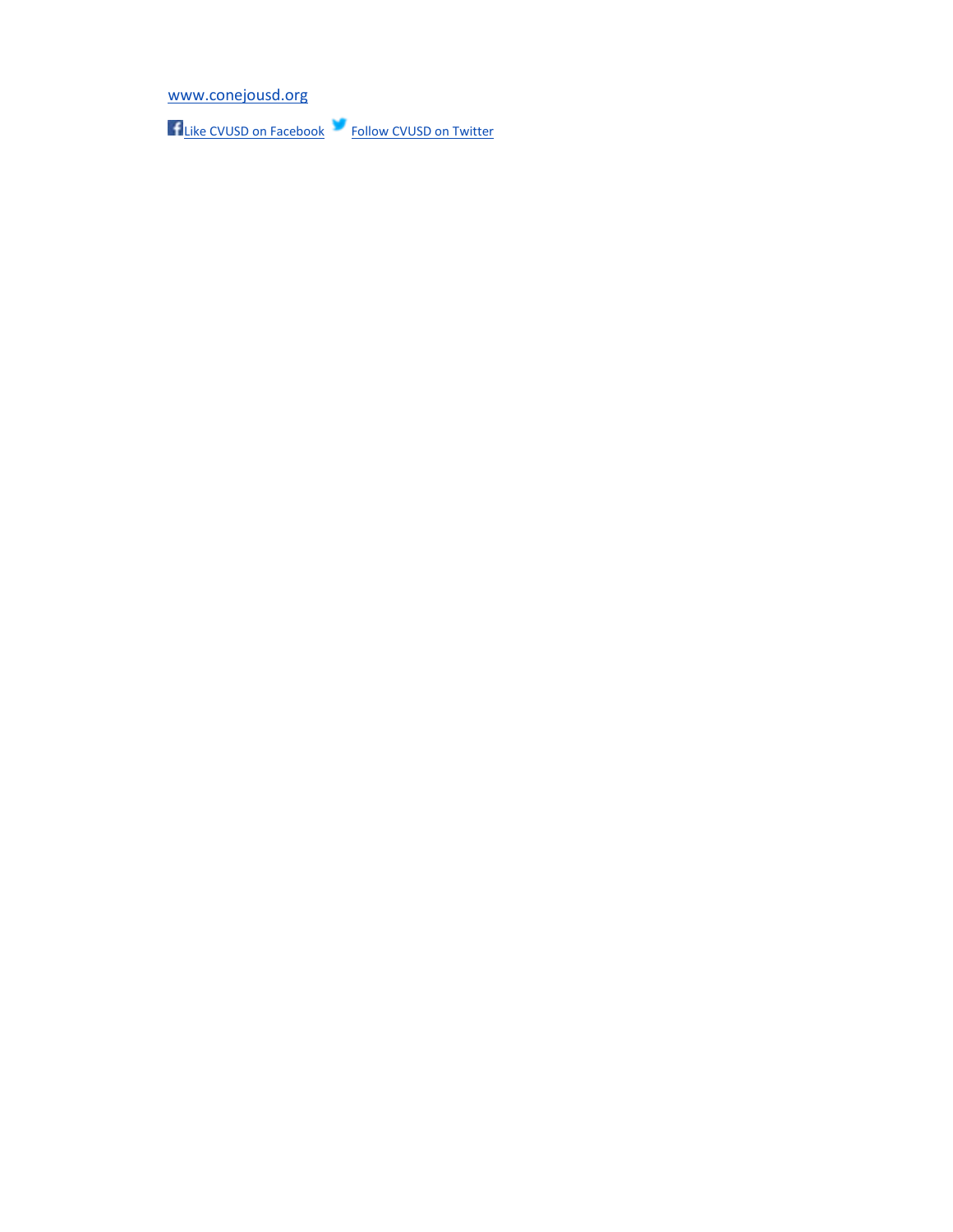www.conejousd.org

Like CVUSD on Facebook Follow CVUSD on Twitter